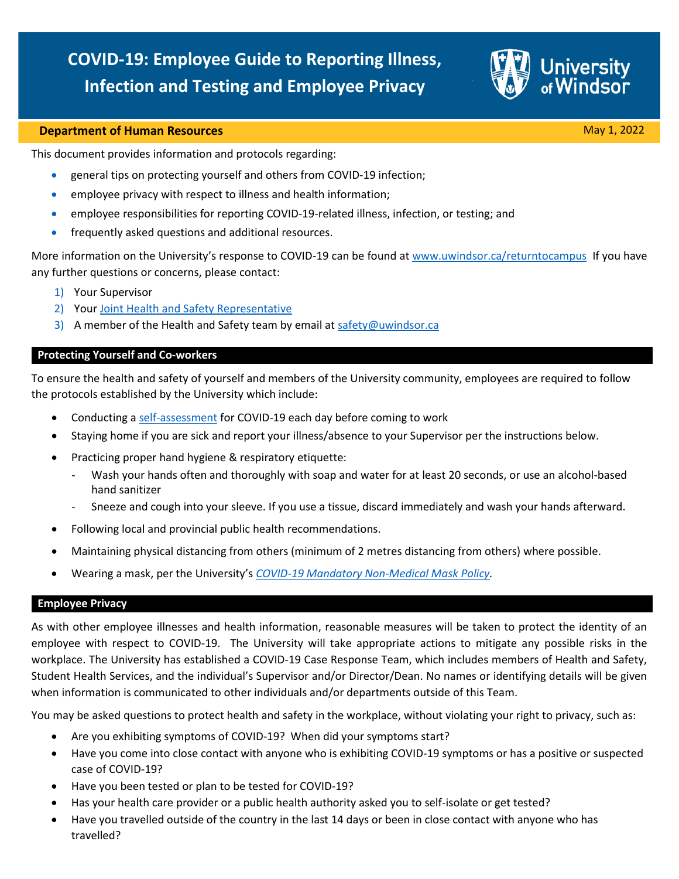// Page 1 of 3 — University of Windsor COVID-19 employee guide

# COVID-19: Employee Guide to Reporting Illness, Infection and Testing and Employee Privacy

**Department of Human Resources** May 1, 2022

This document provides information and protocols regarding:

- general tips on protecting yourself and others from COVID-19 infection;
- employee privacy with respect to illness and health information;
- employee responsibilities for reporting COVID-19-related illness, infection, or testing; and
- frequently asked questions and additional resources.

More information on the University's response to COVID-19 can be found at [www.uwindsor.ca/returntocampus](www.uwindsor.ca/returntocampus) If you have any further questions or concerns, please contact:

1) Your Supervisor
2) Your Joint Health and Safety Representative
3) A member of the Health and Safety team by email at [safety@uwindsor.ca](mailto:safety@uwindsor.ca)

## Protecting Yourself and Co-workers

To ensure the health and safety of yourself and members of the University community, employees are required to follow the protocols established by the University which include:

- Conducting a self-assessment for COVID-19 each day before coming to work
- Staying home if you are sick and report your illness/absence to your Supervisor per the instructions below.
- Practicing proper hand hygiene & respiratory etiquette:
  - Wash your hands often and thoroughly with soap and water for at least 20 seconds, or use an alcohol-based hand sanitizer
  - Sneeze and cough into your sleeve. If you use a tissue, discard immediately and wash your hands afterward.
- Following local and provincial public health recommendations.
- Maintaining physical distancing from others (minimum of 2 metres distancing from others) where possible.
- Wearing a mask, per the University's *COVID-19 Mandatory Non-Medical Mask Policy*.

## Employee Privacy

As with other employee illnesses and health information, reasonable measures will be taken to protect the identity of an employee with respect to COVID-19. The University will take appropriate actions to mitigate any possible risks in the workplace. The University has established a COVID-19 Case Response Team, which includes members of Health and Safety, Student Health Services, and the individual's Supervisor and/or Director/Dean. No names or identifying details will be given when information is communicated to other individuals and/or departments outside of this Team.

You may be asked questions to protect health and safety in the workplace, without violating your right to privacy, such as:

- Are you exhibiting symptoms of COVID-19? When did your symptoms start?
- Have you come into close contact with anyone who is exhibiting COVID-19 symptoms or has a positive or suspected case of COVID-19?
- Have you been tested or plan to be tested for COVID-19?
- Has your health care provider or a public health authority asked you to self-isolate or get tested?
- Have you travelled outside of the country in the last 14 days or been in close contact with anyone who has travelled?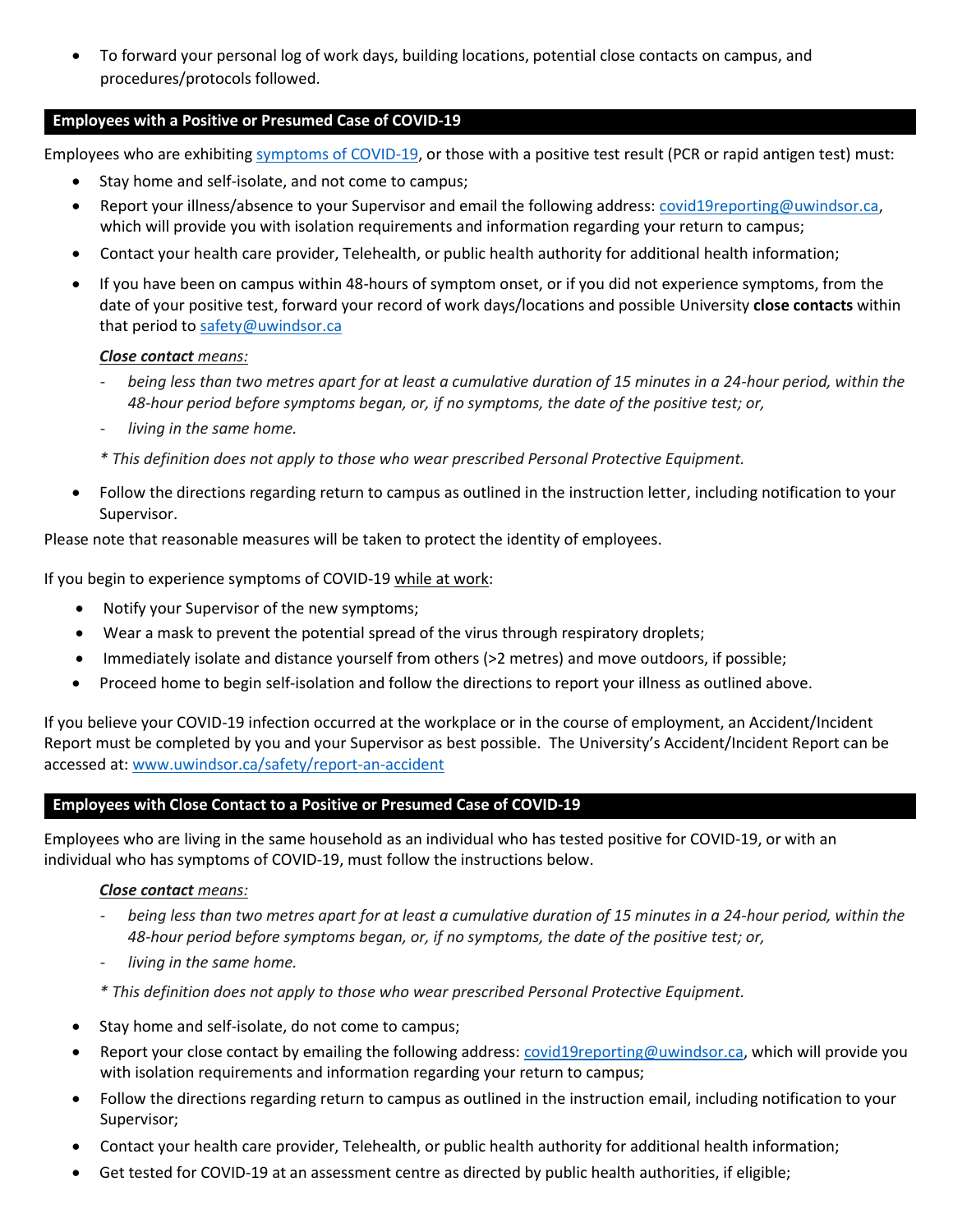- To forward your personal log of work days, building locations, potential close contacts on campus, and procedures/protocols followed.

## Employees with a Positive or Presumed Case of COVID-19

Employees who are exhibiting [symptoms of COVID-19](), or those with a positive test result (PCR or rapid antigen test) must:

- Stay home and self-isolate, and not come to campus;
- Report your illness/absence to your Supervisor and email the following address: covid19reporting@uwindsor.ca, which will provide you with isolation requirements and information regarding your return to campus;
- Contact your health care provider, Telehealth, or public health authority for additional health information;
- If you have been on campus within 48-hours of symptom onset, or if you did not experience symptoms, from the date of your positive test, forward your record of work days/locations and possible University **close contacts** within that period to safety@uwindsor.ca

  ***Close contact*** *means:*
  - *being less than two metres apart for at least a cumulative duration of 15 minutes in a 24-hour period, within the 48-hour period before symptoms began, or, if no symptoms, the date of the positive test; or,*
  - *living in the same home.*

  *\* This definition does not apply to those who wear prescribed Personal Protective Equipment.*

- Follow the directions regarding return to campus as outlined in the instruction letter, including notification to your Supervisor.

Please note that reasonable measures will be taken to protect the identity of employees.

If you begin to experience symptoms of COVID-19 while at work:

- Notify your Supervisor of the new symptoms;
- Wear a mask to prevent the potential spread of the virus through respiratory droplets;
- Immediately isolate and distance yourself from others (>2 metres) and move outdoors, if possible;
- Proceed home to begin self-isolation and follow the directions to report your illness as outlined above.

If you believe your COVID-19 infection occurred at the workplace or in the course of employment, an Accident/Incident Report must be completed by you and your Supervisor as best possible. The University's Accident/Incident Report can be accessed at: www.uwindsor.ca/safety/report-an-accident

## Employees with Close Contact to a Positive or Presumed Case of COVID-19

Employees who are living in the same household as an individual who has tested positive for COVID-19, or with an individual who has symptoms of COVID-19, must follow the instructions below.

***Close contact*** *means:*
- *being less than two metres apart for at least a cumulative duration of 15 minutes in a 24-hour period, within the 48-hour period before symptoms began, or, if no symptoms, the date of the positive test; or,*
- *living in the same home.*

*\* This definition does not apply to those who wear prescribed Personal Protective Equipment.*

- Stay home and self-isolate, do not come to campus;
- Report your close contact by emailing the following address: covid19reporting@uwindsor.ca, which will provide you with isolation requirements and information regarding your return to campus;
- Follow the directions regarding return to campus as outlined in the instruction email, including notification to your Supervisor;
- Contact your health care provider, Telehealth, or public health authority for additional health information;
- Get tested for COVID-19 at an assessment centre as directed by public health authorities, if eligible;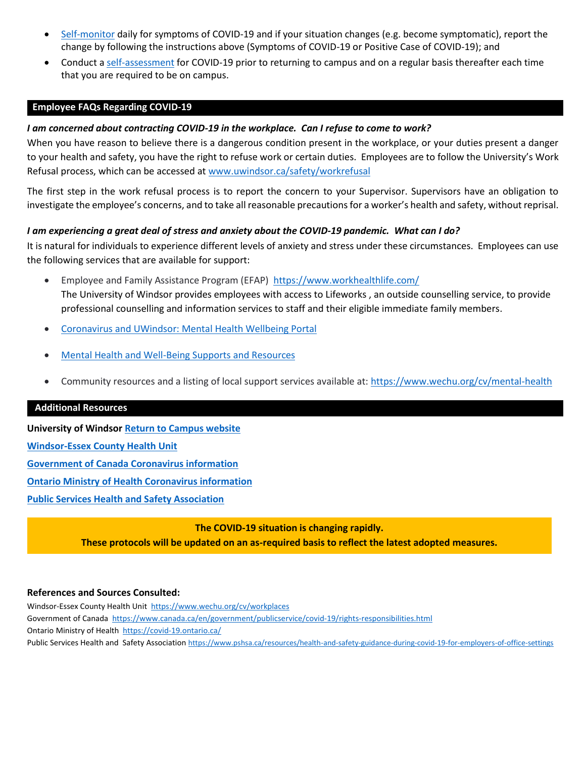- Self-monitor daily for symptoms of COVID-19 and if your situation changes (e.g. become symptomatic), report the change by following the instructions above (Symptoms of COVID-19 or Positive Case of COVID-19); and
- Conduct a self-assessment for COVID-19 prior to returning to campus and on a regular basis thereafter each time that you are required to be on campus.

## Employee FAQs Regarding COVID-19

***I am concerned about contracting COVID-19 in the workplace. Can I refuse to come to work?***

When you have reason to believe there is a dangerous condition present in the workplace, or your duties present a danger to your health and safety, you have the right to refuse work or certain duties. Employees are to follow the University's Work Refusal process, which can be accessed at www.uwindsor.ca/safety/workrefusal

The first step in the work refusal process is to report the concern to your Supervisor. Supervisors have an obligation to investigate the employee's concerns, and to take all reasonable precautions for a worker's health and safety, without reprisal.

***I am experiencing a great deal of stress and anxiety about the COVID-19 pandemic. What can I do?***

It is natural for individuals to experience different levels of anxiety and stress under these circumstances. Employees can use the following services that are available for support:

- Employee and Family Assistance Program (EFAP) https://www.workhealthlife.com/
  The University of Windsor provides employees with access to Lifeworks , an outside counselling service, to provide professional counselling and information services to staff and their eligible immediate family members.
- Coronavirus and UWindsor: Mental Health Wellbeing Portal
- Mental Health and Well-Being Supports and Resources
- Community resources and a listing of local support services available at: https://www.wechu.org/cv/mental-health

## Additional Resources

**University of Windsor Return to Campus website**

**Windsor-Essex County Health Unit**

**Government of Canada Coronavirus information**

**Ontario Ministry of Health Coronavirus information**

**Public Services Health and Safety Association**

**The COVID-19 situation is changing rapidly.**
**These protocols will be updated on an as-required basis to reflect the latest adopted measures.**

**References and Sources Consulted:**

Windsor-Essex County Health Unit https://www.wechu.org/cv/workplaces
Government of Canada https://www.canada.ca/en/government/publicservice/covid-19/rights-responsibilities.html
Ontario Ministry of Health https://covid-19.ontario.ca/
Public Services Health and Safety Association https://www.pshsa.ca/resources/health-and-safety-guidance-during-covid-19-for-employers-of-office-settings